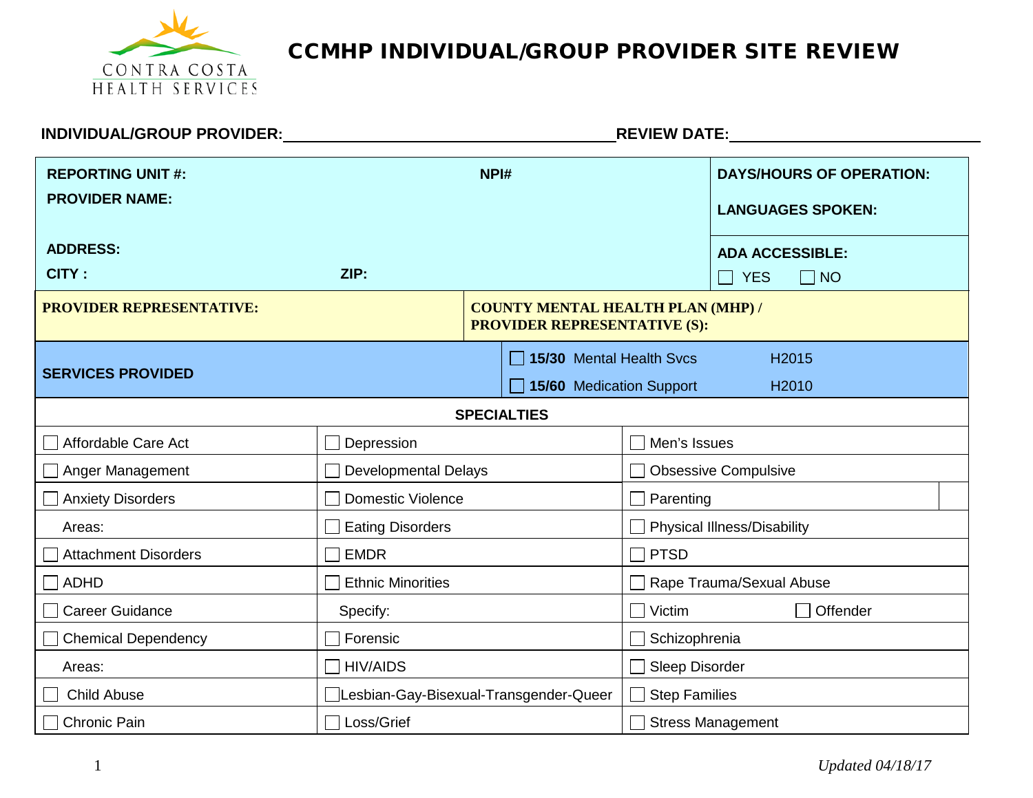CONTRA COSTA HEALTH SERVICES

# CCMHP INDIVIDUAL/GROUP PROVIDER SITE REVIEW

**INDIVIDUAL/GROUP PROVIDER:**\_\_\_\_\_\_\_\_\_\_\_\_\_\_\_\_\_\_\_\_\_\_\_\_\_\_\_\_\_\_\_\_\_\_\_\_\_\_ **REVIEW DATE:**\_\_\_\_\_\_\_\_\_\_\_\_\_\_\_\_\_\_\_\_\_\_\_\_\_\_\_\_

| | |
|---|---|
| **REPORTING UNIT #:** **NPI#** | **DAYS/HOURS OF OPERATION:** |
| **PROVIDER NAME:** | **LANGUAGES SPOKEN:** |
| **ADDRESS:** | **ADA ACCESSIBLE:** |
| **CITY :** **ZIP:** | ☐ YES ☐ NO |
| **PROVIDER REPRESENTATIVE:** | **COUNTY MENTAL HEALTH PLAN (MHP) / PROVIDER REPRESENTATIVE (S):** |
| **SERVICES PROVIDED** | ☐ **15/30** Mental Health Svcs H2015<br>☐ **15/60** Medication Support H2010 |

| **SPECIALTIES** | | |
|---|---|---|
| ☐ Affordable Care Act | ☐ Depression | ☐ Men's Issues |
| ☐ Anger Management | ☐ Developmental Delays | ☐ Obsessive Compulsive |
| ☐ Anxiety Disorders | ☐ Domestic Violence | ☐ Parenting |
| Areas: | ☐ Eating Disorders | ☐ Physical Illness/Disability |
| ☐ Attachment Disorders | ☐ EMDR | ☐ PTSD |
| ☐ ADHD | ☐ Ethnic Minorities | ☐ Rape Trauma/Sexual Abuse |
| ☐ Career Guidance | Specify: | ☐ Victim ☐ Offender |
| ☐ Chemical Dependency | ☐ Forensic | ☐ Schizophrenia |
| Areas: | ☐ HIV/AIDS | ☐ Sleep Disorder |
| ☐ Child Abuse | ☐ Lesbian-Gay-Bisexual-Transgender-Queer | ☐ Step Families |
| ☐ Chronic Pain | ☐ Loss/Grief | ☐ Stress Management |

*Updated 04/18/17*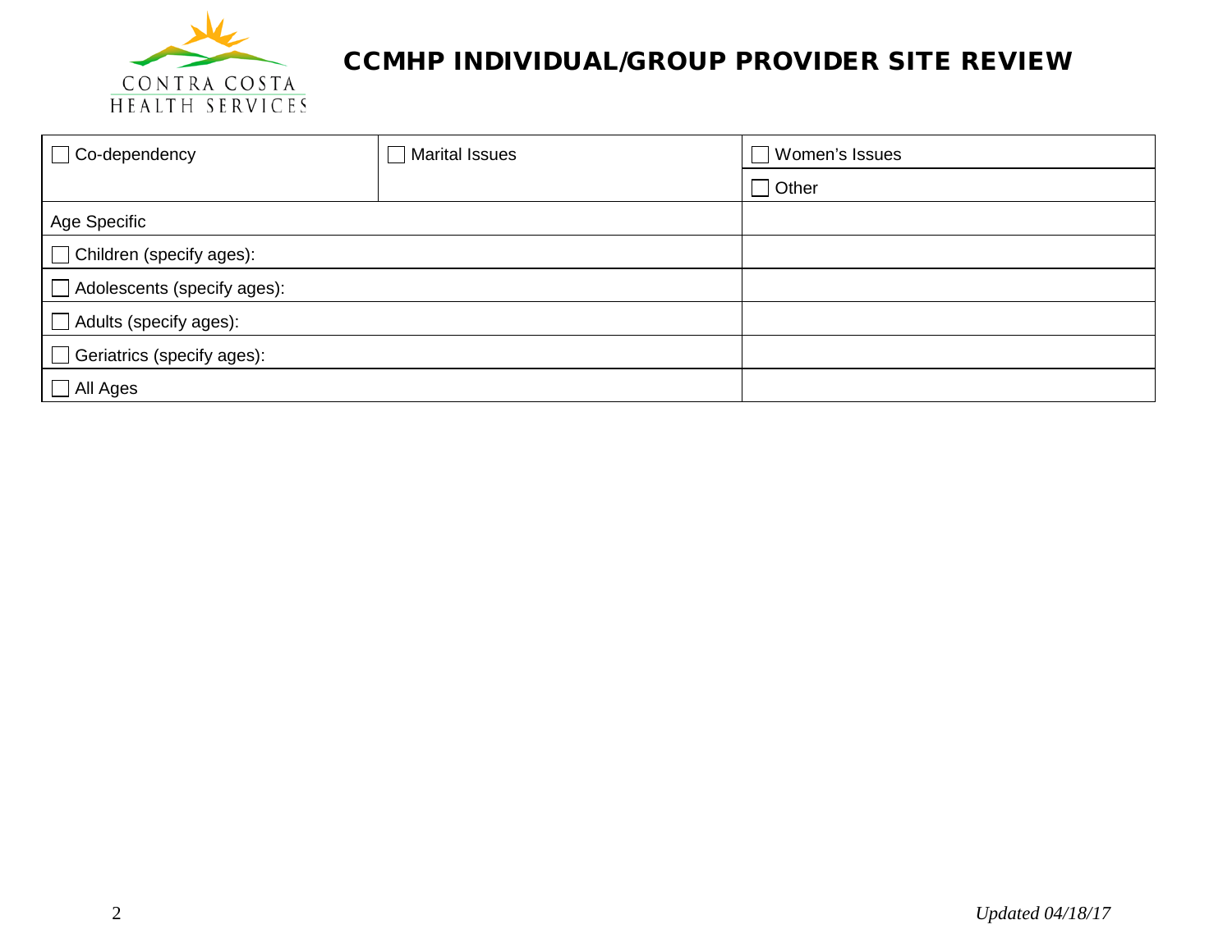# CCMHP INDIVIDUAL/GROUP PROVIDER SITE REVIEW

| | | |
|---|---|---|
| ☐ Co-dependency | ☐ Marital Issues | ☐ Women's Issues |
| | | ☐ Other |
| Age Specific | | |
| ☐ Children (specify ages): | | |
| ☐ Adolescents (specify ages): | | |
| ☐ Adults (specify ages): | | |
| ☐ Geriatrics (specify ages): | | |
| ☐ All Ages | | |

*Updated 04/18/17*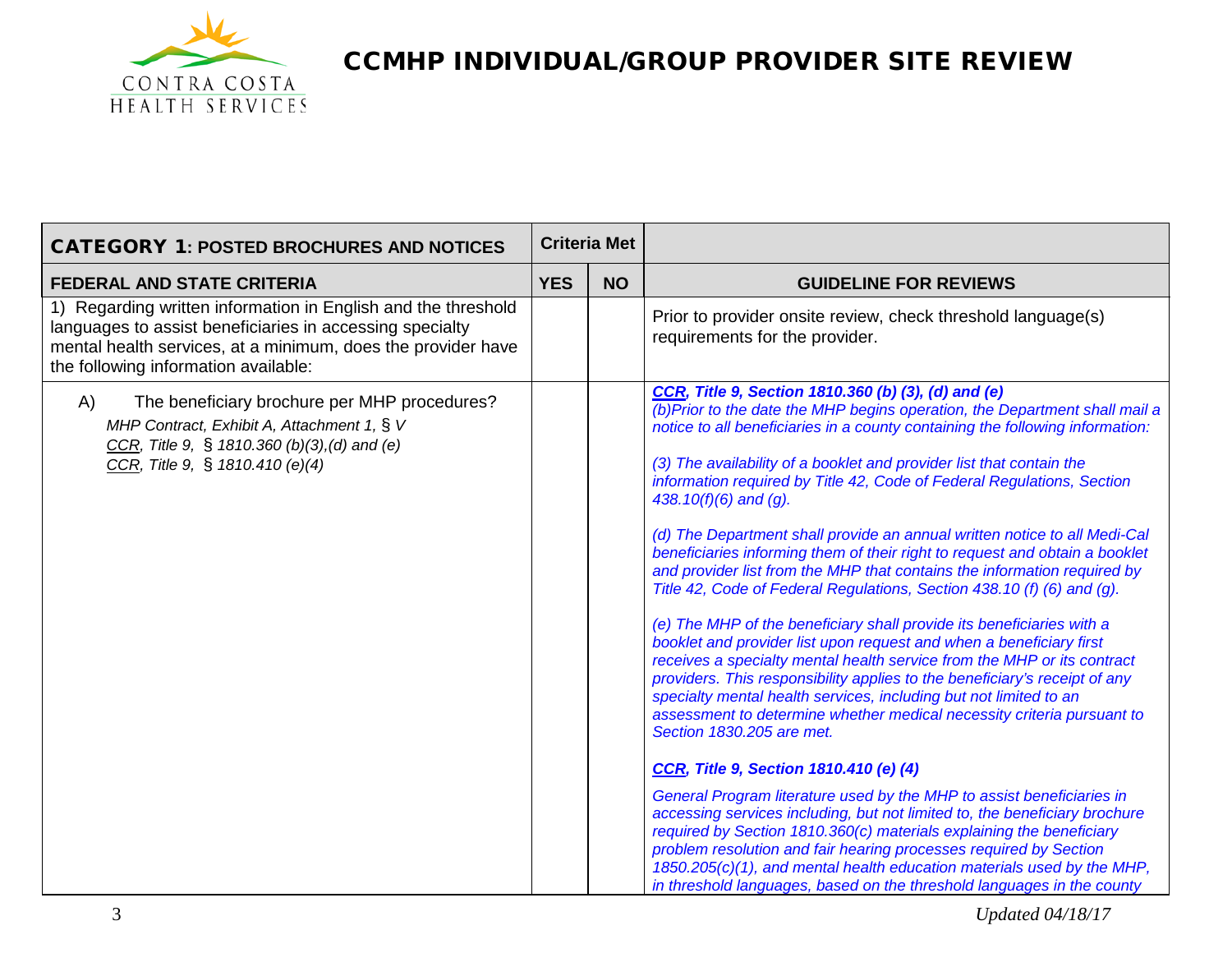# CCMHP INDIVIDUAL/GROUP PROVIDER SITE REVIEW

| **CATEGORY 1: POSTED BROCHURES AND NOTICES** | **Criteria Met** | | |
|---|---|---|---|
| **FEDERAL AND STATE CRITERIA** | **YES** | **NO** | **GUIDELINE FOR REVIEWS** |
| 1) Regarding written information in English and the threshold languages to assist beneficiaries in accessing specialty mental health services, at a minimum, does the provider have the following information available: | | | Prior to provider onsite review, check threshold language(s) requirements for the provider. |
| A) The beneficiary brochure per MHP procedures?<br>*MHP Contract, Exhibit A, Attachment 1, § V*<br>*CCR, Title 9, § 1810.360 (b)(3),(d) and (e)*<br>*CCR, Title 9, § 1810.410 (e)(4)* | | | ***CCR, Title 9, Section 1810.360 (b) (3), (d) and (e)***<br>*(b)Prior to the date the MHP begins operation, the Department shall mail a notice to all beneficiaries in a county containing the following information:*<br><br>*(3) The availability of a booklet and provider list that contain the information required by Title 42, Code of Federal Regulations, Section 438.10(f)(6) and (g).*<br><br>*(d) The Department shall provide an annual written notice to all Medi-Cal beneficiaries informing them of their right to request and obtain a booklet and provider list from the MHP that contains the information required by Title 42, Code of Federal Regulations, Section 438.10 (f) (6) and (g).*<br><br>*(e) The MHP of the beneficiary shall provide its beneficiaries with a booklet and provider list upon request and when a beneficiary first receives a specialty mental health service from the MHP or its contract providers. This responsibility applies to the beneficiary's receipt of any specialty mental health services, including but not limited to an assessment to determine whether medical necessity criteria pursuant to Section 1830.205 are met.*<br><br>***CCR, Title 9, Section 1810.410 (e) (4)***<br><br>*General Program literature used by the MHP to assist beneficiaries in accessing services including, but not limited to, the beneficiary brochure required by Section 1810.360(c) materials explaining the beneficiary problem resolution and fair hearing processes required by Section 1850.205(c)(1), and mental health education materials used by the MHP, in threshold languages, based on the threshold languages in the county* |

Updated 04/18/17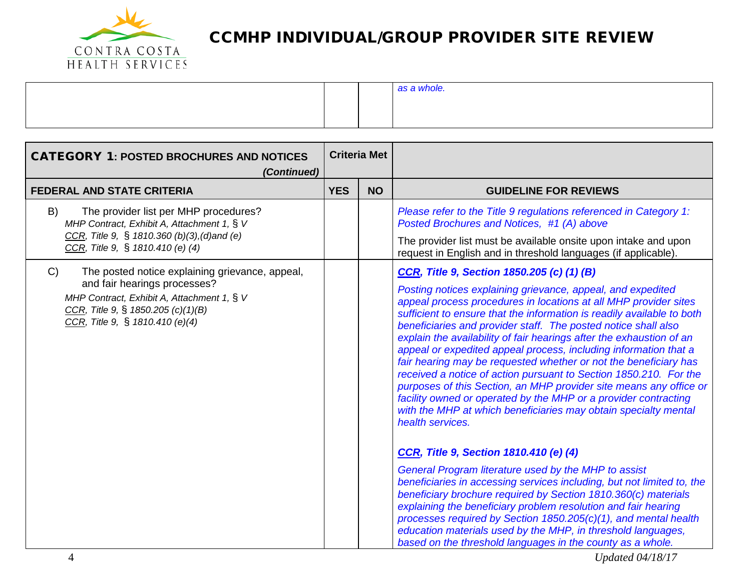| | | | |
|---|---|---|---|
| | | | *as a whole.* |

| **CATEGORY 1: POSTED BROCHURES AND NOTICES** *(Continued)* | **Criteria Met** | | |
|---|---|---|---|
| **FEDERAL AND STATE CRITERIA** | **YES** | **NO** | **GUIDELINE FOR REVIEWS** |
| B) The provider list per MHP procedures? *MHP Contract, Exhibit A, Attachment 1, § V* *CCR, Title 9, § 1810.360 (b)(3),(d)and (e)* *CCR, Title 9, § 1810.410 (e) (4)* | | | *Please refer to the Title 9 regulations referenced in Category 1: Posted Brochures and Notices, #1 (A) above*<br><br>The provider list must be available onsite upon intake and upon request in English and in threshold languages (if applicable). |
| C) The posted notice explaining grievance, appeal, and fair hearings processes? *MHP Contract, Exhibit A, Attachment 1, § V* *CCR, Title 9, § 1850.205 (c)(1)(B)* *CCR, Title 9, § 1810.410 (e)(4)* | | | ***CCR, Title 9, Section 1850.205 (c) (1) (B)***<br><br>*Posting notices explaining grievance, appeal, and expedited appeal process procedures in locations at all MHP provider sites sufficient to ensure that the information is readily available to both beneficiaries and provider staff. The posted notice shall also explain the availability of fair hearings after the exhaustion of an appeal or expedited appeal process, including information that a fair hearing may be requested whether or not the beneficiary has received a notice of action pursuant to Section 1850.210. For the purposes of this Section, an MHP provider site means any office or facility owned or operated by the MHP or a provider contracting with the MHP at which beneficiaries may obtain specialty mental health services.*<br><br>***CCR, Title 9, Section 1810.410 (e) (4)***<br><br>*General Program literature used by the MHP to assist beneficiaries in accessing services including, but not limited to, the beneficiary brochure required by Section 1810.360(c) materials explaining the beneficiary problem resolution and fair hearing processes required by Section 1850.205(c)(1), and mental health education materials used by the MHP, in threshold languages, based on the threshold languages in the county as a whole.* |

Updated 04/18/17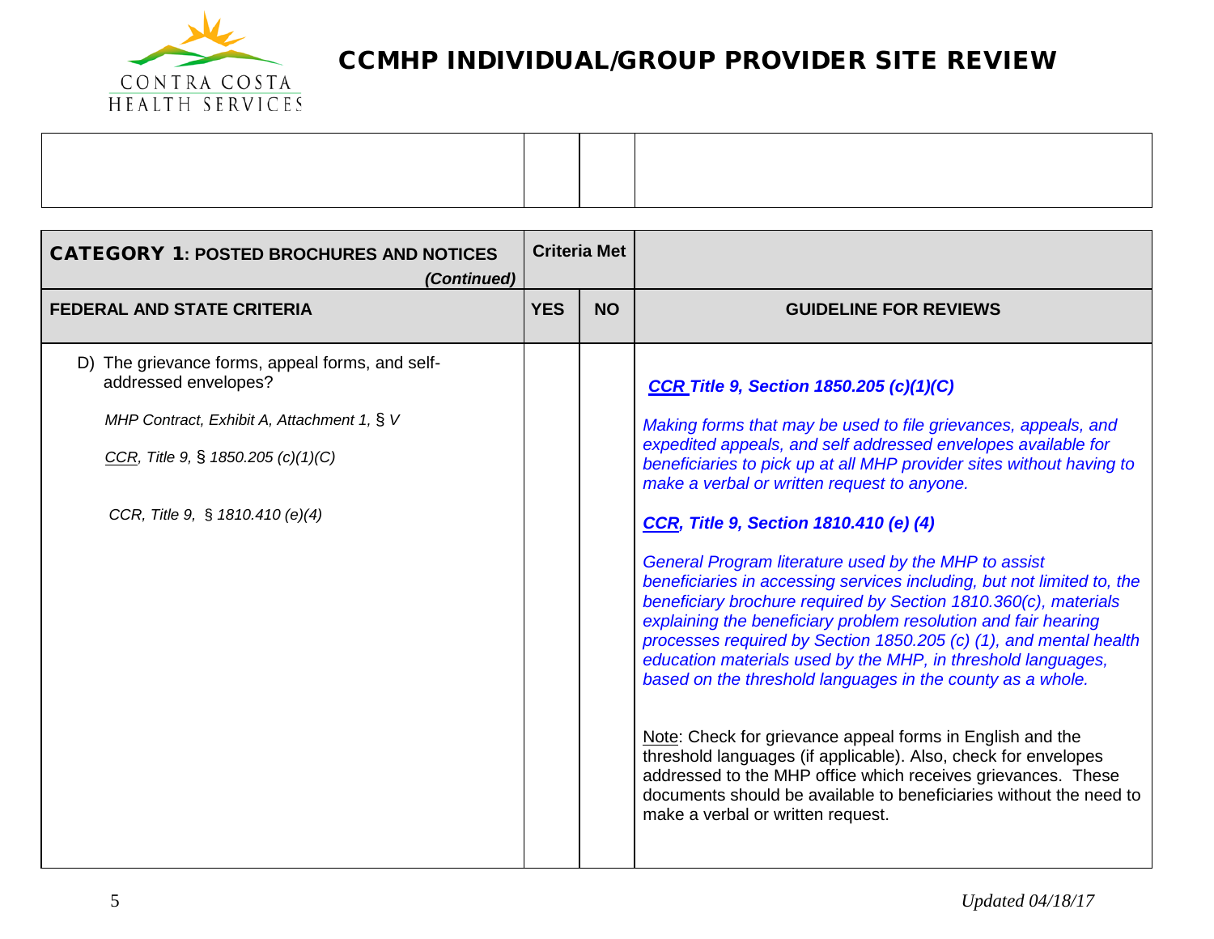# CCMHP INDIVIDUAL/GROUP PROVIDER SITE REVIEW

| | | | |
|---|---|---|---|
| | | | |

| **CATEGORY 1: POSTED BROCHURES AND NOTICES** *(Continued)* | **Criteria Met** | | |
|---|---|---|---|
| **FEDERAL AND STATE CRITERIA** | **YES** | **NO** | **GUIDELINE FOR REVIEWS** |
| D) The grievance forms, appeal forms, and self-addressed envelopes?<br><br>*MHP Contract, Exhibit A, Attachment 1, § V*<br><br>*CCR, Title 9, § 1850.205 (c)(1)(C)*<br><br>*CCR, Title 9, § 1810.410 (e)(4)* | | | ***CCR Title 9, Section 1850.205 (c)(1)(C)***<br><br>*Making forms that may be used to file grievances, appeals, and expedited appeals, and self addressed envelopes available for beneficiaries to pick up at all MHP provider sites without having to make a verbal or written request to anyone.*<br><br>***CCR, Title 9, Section 1810.410 (e) (4)***<br><br>*General Program literature used by the MHP to assist beneficiaries in accessing services including, but not limited to, the beneficiary brochure required by Section 1810.360(c), materials explaining the beneficiary problem resolution and fair hearing processes required by Section 1850.205 (c) (1), and mental health education materials used by the MHP, in threshold languages, based on the threshold languages in the county as a whole.*<br><br>Note: Check for grievance appeal forms in English and the threshold languages (if applicable). Also, check for envelopes addressed to the MHP office which receives grievances. These documents should be available to beneficiaries without the need to make a verbal or written request. |

*Updated 04/18/17*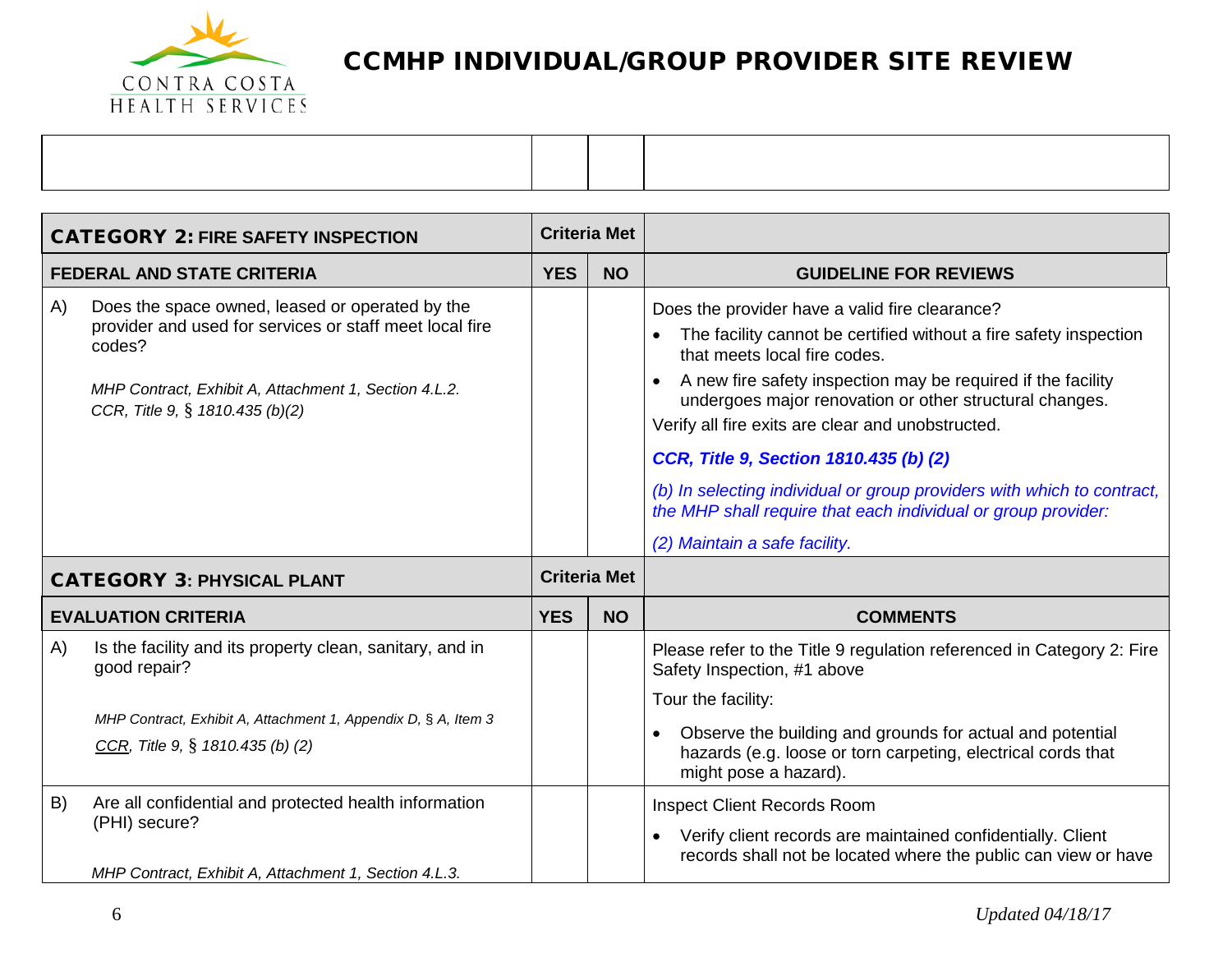# CCMHP INDIVIDUAL/GROUP PROVIDER SITE REVIEW

| | | | |
|---|---|---|---|
| | | | |

| **CATEGORY 2: FIRE SAFETY INSPECTION** | **Criteria Met** | | |
|---|---|---|---|
| **FEDERAL AND STATE CRITERIA** | **YES** | **NO** | **GUIDELINE FOR REVIEWS** |
| A) Does the space owned, leased or operated by the provider and used for services or staff meet local fire codes?<br><br>*MHP Contract, Exhibit A, Attachment 1, Section 4.L.2.*<br>*CCR, Title 9, § 1810.435 (b)(2)* | | | Does the provider have a valid fire clearance?<br>• The facility cannot be certified without a fire safety inspection that meets local fire codes.<br>• A new fire safety inspection may be required if the facility undergoes major renovation or other structural changes.<br>Verify all fire exits are clear and unobstructed.<br><br>***CCR, Title 9, Section 1810.435 (b) (2)***<br><br>*(b) In selecting individual or group providers with which to contract, the MHP shall require that each individual or group provider:*<br><br>*(2) Maintain a safe facility.* |
| **CATEGORY 3: PHYSICAL PLANT** | **Criteria Met** | | |
| **EVALUATION CRITERIA** | **YES** | **NO** | **COMMENTS** |
| A) Is the facility and its property clean, sanitary, and in good repair?<br><br>*MHP Contract, Exhibit A, Attachment 1, Appendix D, § A, Item 3*<br>*CCR, Title 9, § 1810.435 (b) (2)* | | | Please refer to the Title 9 regulation referenced in Category 2: Fire Safety Inspection, #1 above<br><br>Tour the facility:<br>• Observe the building and grounds for actual and potential hazards (e.g. loose or torn carpeting, electrical cords that might pose a hazard). |
| B) Are all confidential and protected health information (PHI) secure?<br><br>*MHP Contract, Exhibit A, Attachment 1, Section 4.L.3.* | | | Inspect Client Records Room<br>• Verify client records are maintained confidentially. Client records shall not be located where the public can view or have |

*Updated 04/18/17*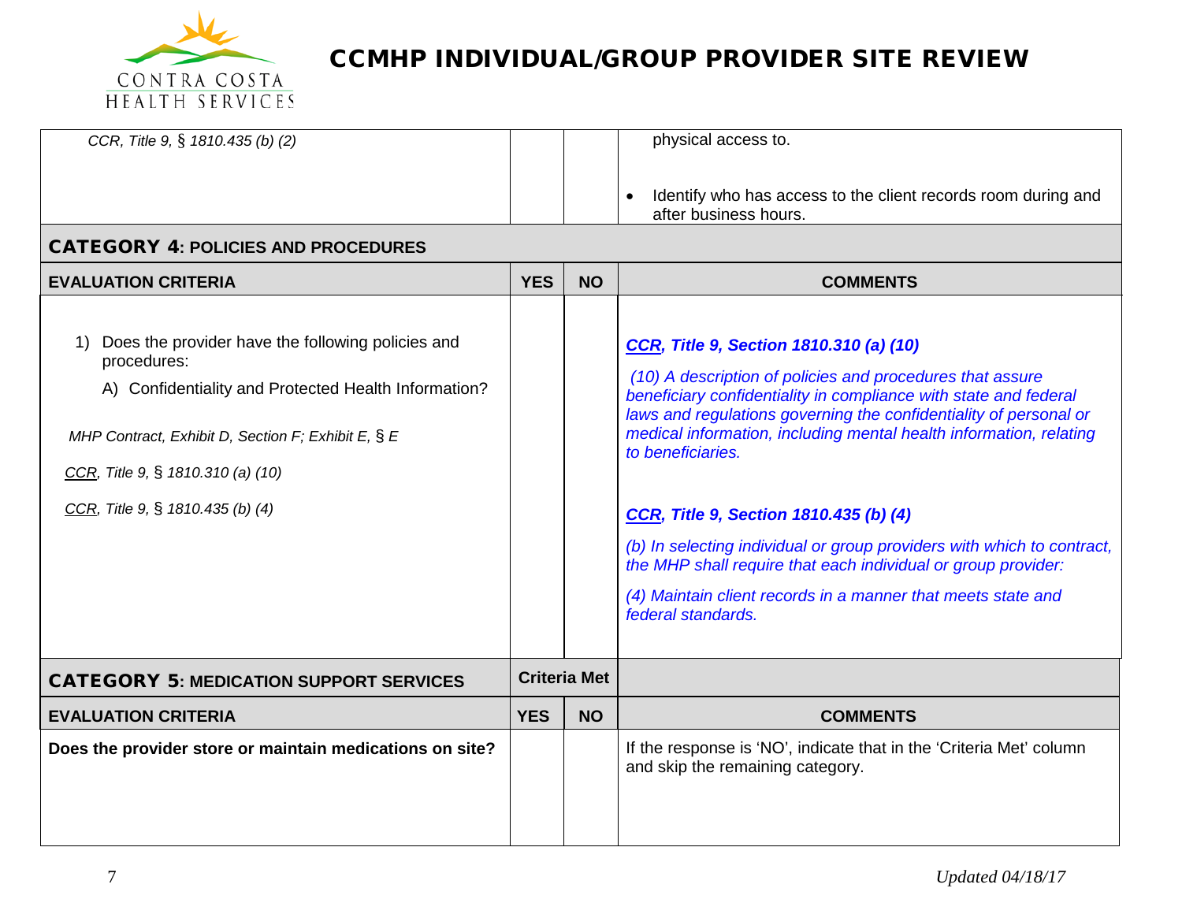| | | | |
|---|---|---|---|
| *CCR, Title 9, § 1810.435 (b) (2)* | | | physical access to.<br><br>• Identify who has access to the client records room during and after business hours. |

## CATEGORY 4: POLICIES AND PROCEDURES

| EVALUATION CRITERIA | YES | NO | COMMENTS |
|---|---|---|---|
| 1) Does the provider have the following policies and procedures:<br>A) Confidentiality and Protected Health Information?<br><br>*MHP Contract, Exhibit D, Section F; Exhibit E, § E*<br><br>*CCR, Title 9, § 1810.310 (a) (10)*<br><br>*CCR, Title 9, § 1810.435 (b) (4)* | | | ***CCR, Title 9, Section 1810.310 (a) (10)***<br><br>*(10) A description of policies and procedures that assure beneficiary confidentiality in compliance with state and federal laws and regulations governing the confidentiality of personal or medical information, including mental health information, relating to beneficiaries.*<br><br>***CCR, Title 9, Section 1810.435 (b) (4)***<br><br>*(b) In selecting individual or group providers with which to contract, the MHP shall require that each individual or group provider:*<br><br>*(4) Maintain client records in a manner that meets state and federal standards.* |

## CATEGORY 5: MEDICATION SUPPORT SERVICES

| EVALUATION CRITERIA | Criteria Met: YES | Criteria Met: NO | COMMENTS |
|---|---|---|---|
| **Does the provider store or maintain medications on site?** | | | If the response is 'NO', indicate that in the 'Criteria Met' column and skip the remaining category. |

Updated 04/18/17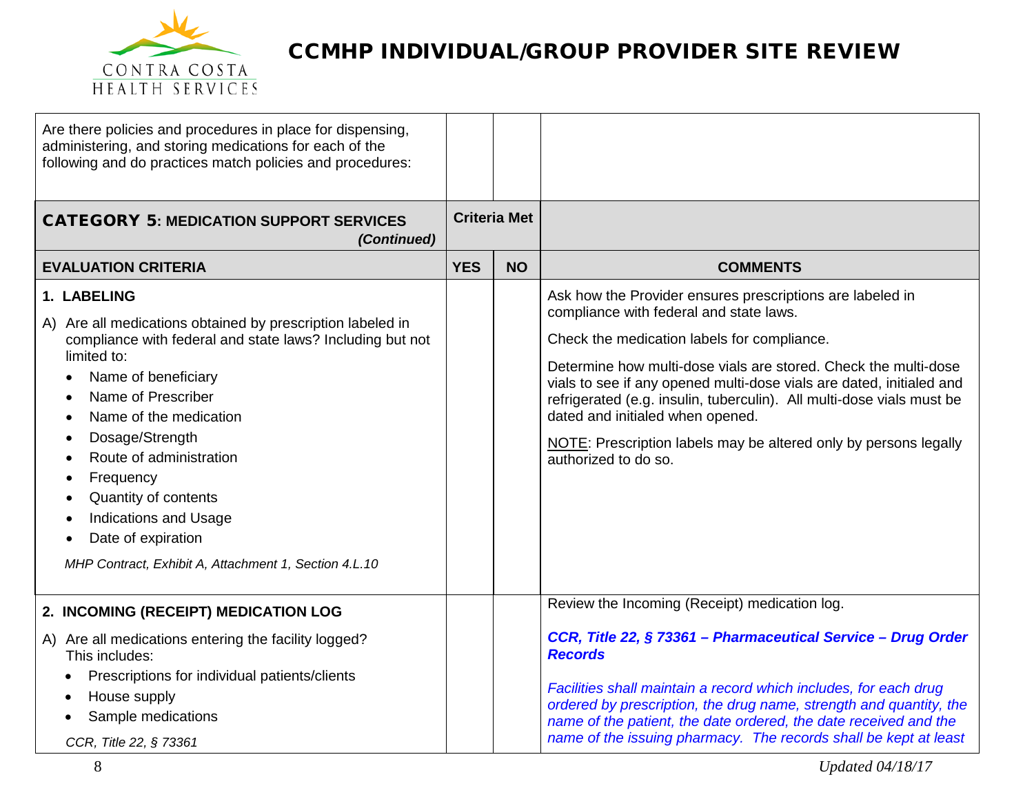# CCMHP INDIVIDUAL/GROUP PROVIDER SITE REVIEW

| Are there policies and procedures in place for dispensing, administering, and storing medications for each of the following and do practices match policies and procedures: | | | |
|---|---|---|---|
| **CATEGORY 5: MEDICATION SUPPORT SERVICES** *(Continued)* | **Criteria Met** | | |
| **EVALUATION CRITERIA** | **YES** | **NO** | **COMMENTS** |
| **1. LABELING**<br><br>A) Are all medications obtained by prescription labeled in compliance with federal and state laws? Including but not limited to:<br>• Name of beneficiary<br>• Name of Prescriber<br>• Name of the medication<br>• Dosage/Strength<br>• Route of administration<br>• Frequency<br>• Quantity of contents<br>• Indications and Usage<br>• Date of expiration<br><br>*MHP Contract, Exhibit A, Attachment 1, Section 4.L.10* | | | Ask how the Provider ensures prescriptions are labeled in compliance with federal and state laws.<br><br>Check the medication labels for compliance.<br><br>Determine how multi-dose vials are stored. Check the multi-dose vials to see if any opened multi-dose vials are dated, initialed and refrigerated (e.g. insulin, tuberculin). All multi-dose vials must be dated and initialed when opened.<br><br>NOTE: Prescription labels may be altered only by persons legally authorized to do so. |
| **2. INCOMING (RECEIPT) MEDICATION LOG**<br><br>A) Are all medications entering the facility logged? This includes:<br>• Prescriptions for individual patients/clients<br>• House supply<br>• Sample medications<br><br>*CCR, Title 22, § 73361* | | | Review the Incoming (Receipt) medication log.<br><br>***CCR, Title 22, § 73361 – Pharmaceutical Service – Drug Order Records***<br><br>*Facilities shall maintain a record which includes, for each drug ordered by prescription, the drug name, strength and quantity, the name of the patient, the date ordered, the date received and the name of the issuing pharmacy. The records shall be kept at least* |

Updated 04/18/17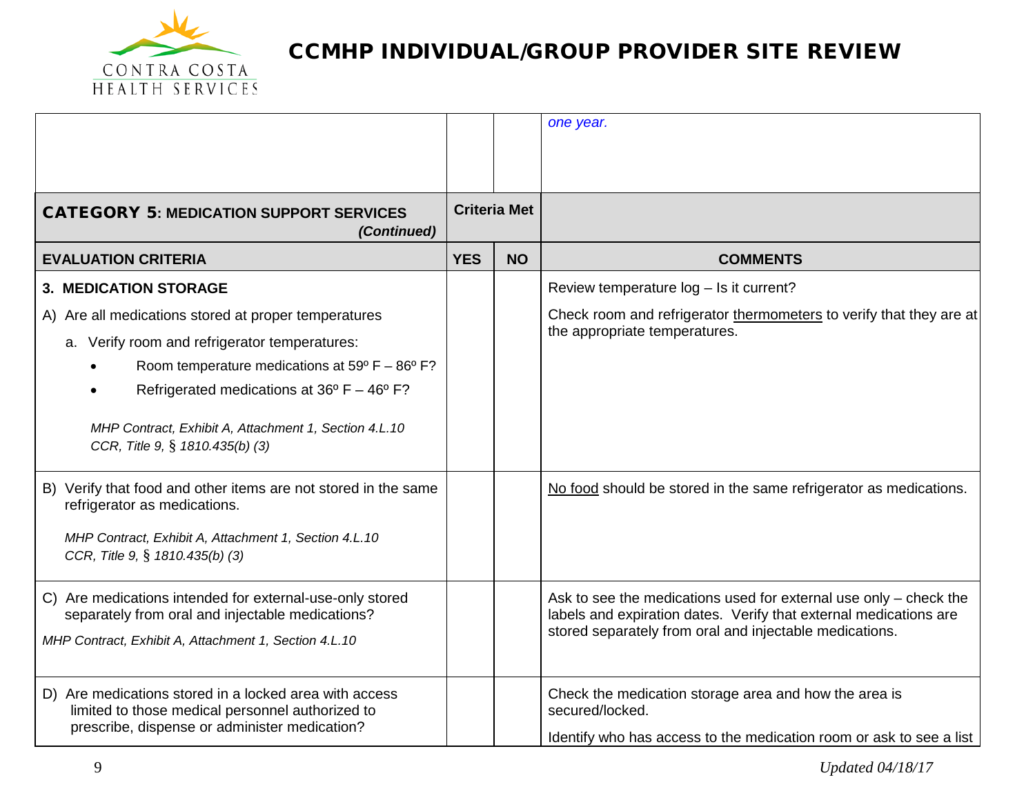| | | | |
|---|---|---|---|
| | | | *one year.* |
| **CATEGORY 5: MEDICATION SUPPORT SERVICES** *(Continued)* | **Criteria Met** | | |
| **EVALUATION CRITERIA** | **YES** | **NO** | **COMMENTS** |
| **3. MEDICATION STORAGE**<br>A) Are all medications stored at proper temperatures<br>a. Verify room and refrigerator temperatures:<br>• Room temperature medications at 59º F – 86º F?<br>• Refrigerated medications at 36º F – 46º F?<br>*MHP Contract, Exhibit A, Attachment 1, Section 4.L.10*<br>*CCR, Title 9, § 1810.435(b) (3)* | | | Review temperature log – Is it current?<br>Check room and refrigerator <u>thermometers</u> to verify that they are at the appropriate temperatures. |
| B) Verify that food and other items are not stored in the same refrigerator as medications.<br>*MHP Contract, Exhibit A, Attachment 1, Section 4.L.10*<br>*CCR, Title 9, § 1810.435(b) (3)* | | | <u>No food</u> should be stored in the same refrigerator as medications. |
| C) Are medications intended for external-use-only stored separately from oral and injectable medications?<br>*MHP Contract, Exhibit A, Attachment 1, Section 4.L.10* | | | Ask to see the medications used for external use only – check the labels and expiration dates. Verify that external medications are stored separately from oral and injectable medications. |
| D) Are medications stored in a locked area with access limited to those medical personnel authorized to prescribe, dispense or administer medication? | | | Check the medication storage area and how the area is secured/locked.<br>Identify who has access to the medication room or ask to see a list |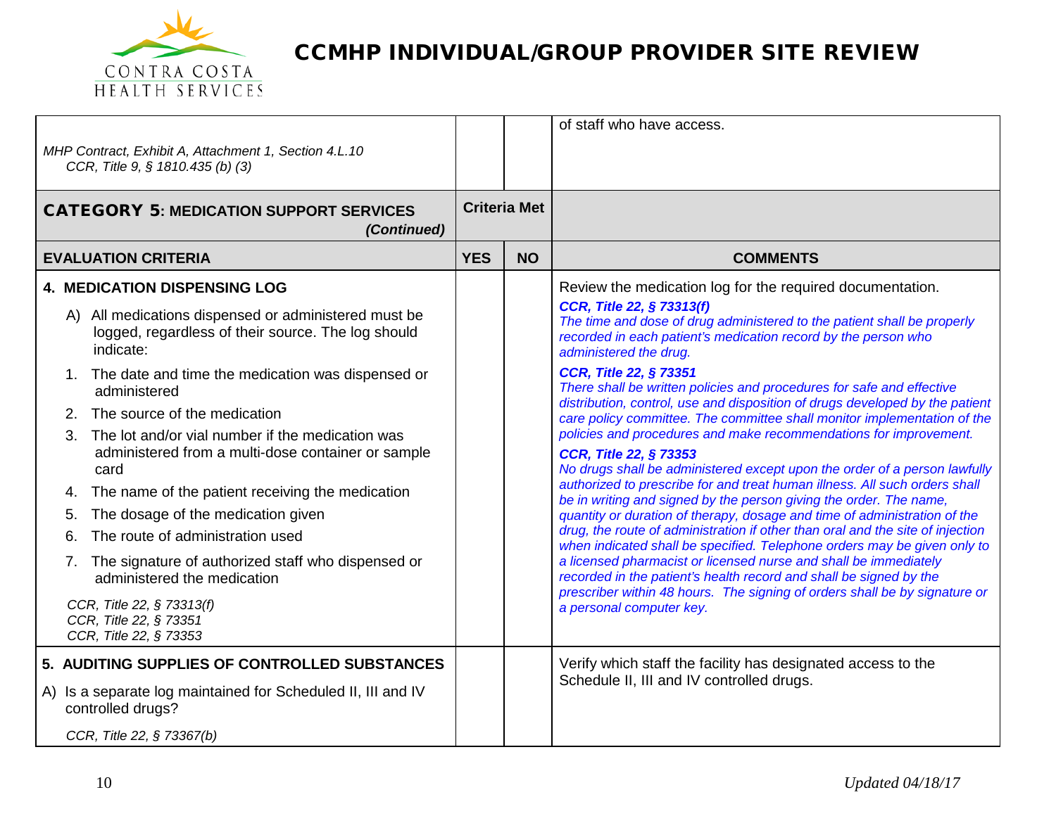# CCMHP INDIVIDUAL/GROUP PROVIDER SITE REVIEW

| | | | |
|---|---|---|---|
| *MHP Contract, Exhibit A, Attachment 1, Section 4.L.10*<br>*CCR, Title 9, § 1810.435 (b) (3)* | | | of staff who have access. |
| **CATEGORY 5: MEDICATION SUPPORT SERVICES** ***(Continued)*** | **Criteria Met** | | |
| **EVALUATION CRITERIA** | **YES** | **NO** | **COMMENTS** |
| **4. MEDICATION DISPENSING LOG**<br>A) All medications dispensed or administered must be logged, regardless of their source. The log should indicate:<br>1. The date and time the medication was dispensed or administered<br>2. The source of the medication<br>3. The lot and/or vial number if the medication was administered from a multi-dose container or sample card<br>4. The name of the patient receiving the medication<br>5. The dosage of the medication given<br>6. The route of administration used<br>7. The signature of authorized staff who dispensed or administered the medication<br>*CCR, Title 22, § 73313(f)*<br>*CCR, Title 22, § 73351*<br>*CCR, Title 22, § 73353* | | | Review the medication log for the required documentation.<br>***CCR, Title 22, § 73313(f)***<br>*The time and dose of drug administered to the patient shall be properly recorded in each patient's medication record by the person who administered the drug.*<br>***CCR, Title 22, § 73351***<br>*There shall be written policies and procedures for safe and effective distribution, control, use and disposition of drugs developed by the patient care policy committee. The committee shall monitor implementation of the policies and procedures and make recommendations for improvement.*<br>***CCR, Title 22, § 73353***<br>*No drugs shall be administered except upon the order of a person lawfully authorized to prescribe for and treat human illness. All such orders shall be in writing and signed by the person giving the order. The name, quantity or duration of therapy, dosage and time of administration of the drug, the route of administration if other than oral and the site of injection when indicated shall be specified. Telephone orders may be given only to a licensed pharmacist or licensed nurse and shall be immediately recorded in the patient's health record and shall be signed by the prescriber within 48 hours. The signing of orders shall be by signature or a personal computer key.* |
| **5. AUDITING SUPPLIES OF CONTROLLED SUBSTANCES**<br>A) Is a separate log maintained for Scheduled II, III and IV controlled drugs?<br>*CCR, Title 22, § 73367(b)* | | | Verify which staff the facility has designated access to the Schedule II, III and IV controlled drugs. |

*Updated 04/18/17*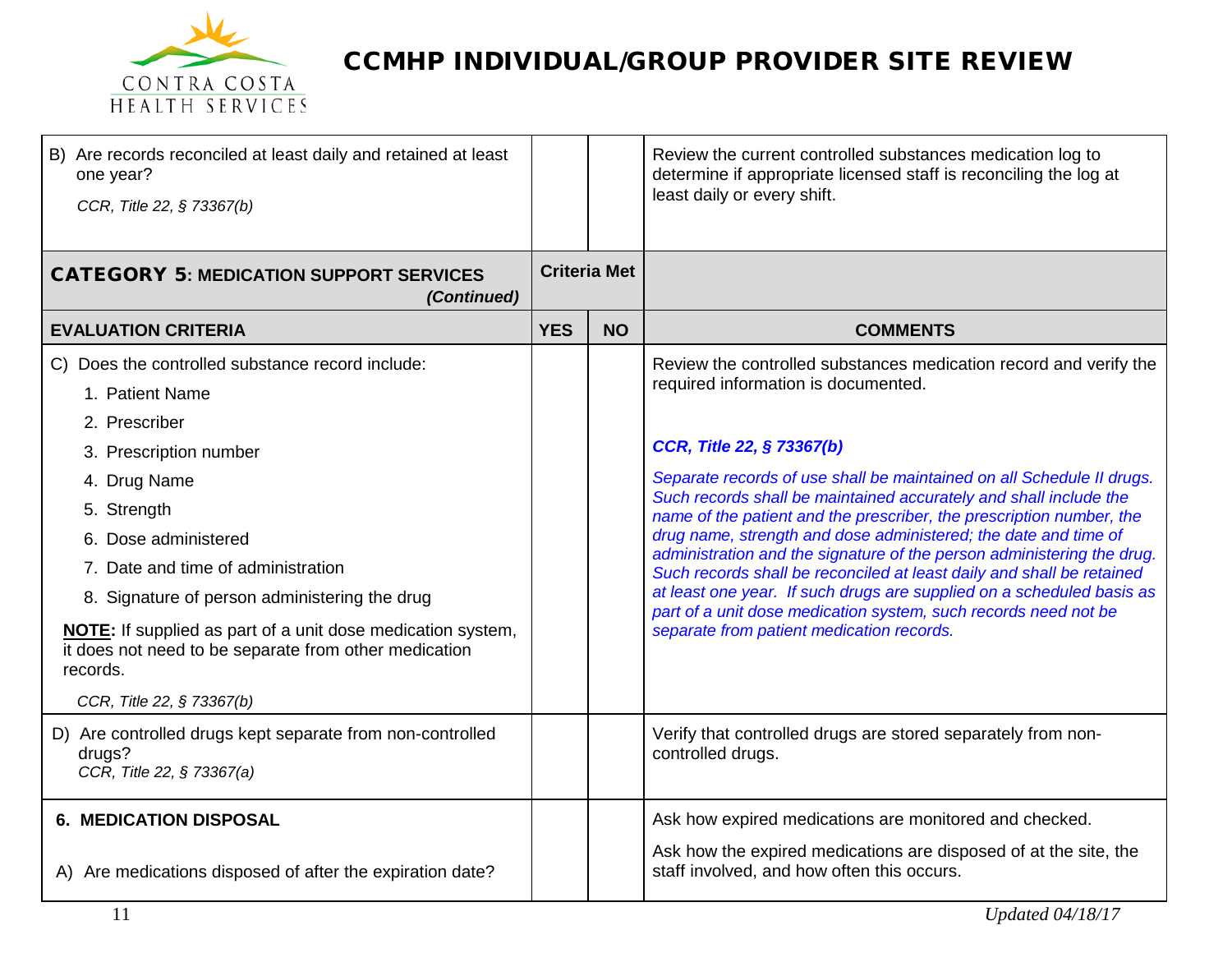# CCMHP INDIVIDUAL/GROUP PROVIDER SITE REVIEW

| | | | |
|---|---|---|---|
| B) Are records reconciled at least daily and retained at least one year?<br>*CCR, Title 22, § 73367(b)* | | | Review the current controlled substances medication log to determine if appropriate licensed staff is reconciling the log at least daily or every shift. |

| **CATEGORY 5: MEDICATION SUPPORT SERVICES** *(Continued)* | **Criteria Met** | | |
|---|---|---|---|
| **EVALUATION CRITERIA** | **YES** | **NO** | **COMMENTS** |
| C) Does the controlled substance record include:<br>1. Patient Name<br>2. Prescriber<br>3. Prescription number<br>4. Drug Name<br>5. Strength<br>6. Dose administered<br>7. Date and time of administration<br>8. Signature of person administering the drug<br>**NOTE:** If supplied as part of a unit dose medication system, it does not need to be separate from other medication records.<br>*CCR, Title 22, § 73367(b)* | | | Review the controlled substances medication record and verify the required information is documented.<br>***CCR, Title 22, § 73367(b)***<br>*Separate records of use shall be maintained on all Schedule II drugs. Such records shall be maintained accurately and shall include the name of the patient and the prescriber, the prescription number, the drug name, strength and dose administered; the date and time of administration and the signature of the person administering the drug. Such records shall be reconciled at least daily and shall be retained at least one year. If such drugs are supplied on a scheduled basis as part of a unit dose medication system, such records need not be separate from patient medication records.* |
| D) Are controlled drugs kept separate from non-controlled drugs?<br>*CCR, Title 22, § 73367(a)* | | | Verify that controlled drugs are stored separately from non-controlled drugs. |
| **6. MEDICATION DISPOSAL**<br>A) Are medications disposed of after the expiration date? | | | Ask how expired medications are monitored and checked.<br>Ask how the expired medications are disposed of at the site, the staff involved, and how often this occurs. |

Updated 04/18/17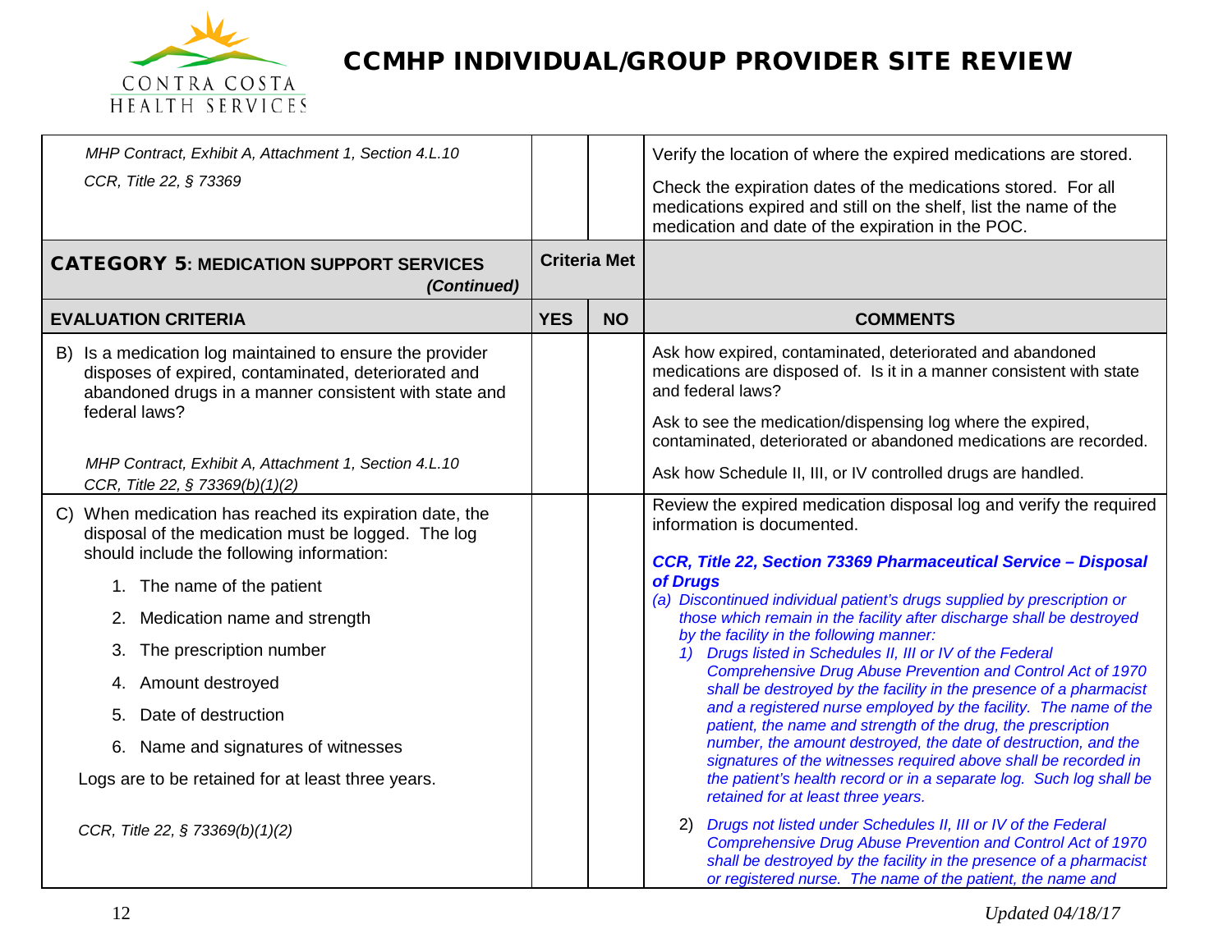| | | | |
|---|---|---|---|
| *MHP Contract, Exhibit A, Attachment 1, Section 4.L.10*<br>*CCR, Title 22, § 73369* | | | Verify the location of where the expired medications are stored.<br><br>Check the expiration dates of the medications stored. For all medications expired and still on the shelf, list the name of the medication and date of the expiration in the POC. |
| **CATEGORY 5: MEDICATION SUPPORT SERVICES** ***(Continued)*** | **Criteria Met** | | |
| **EVALUATION CRITERIA** | **YES** | **NO** | **COMMENTS** |
| B) Is a medication log maintained to ensure the provider disposes of expired, contaminated, deteriorated and abandoned drugs in a manner consistent with state and federal laws?<br><br>*MHP Contract, Exhibit A, Attachment 1, Section 4.L.10*<br>*CCR, Title 22, § 73369(b)(1)(2)* | | | Ask how expired, contaminated, deteriorated and abandoned medications are disposed of. Is it in a manner consistent with state and federal laws?<br><br>Ask to see the medication/dispensing log where the expired, contaminated, deteriorated or abandoned medications are recorded.<br><br>Ask how Schedule II, III, or IV controlled drugs are handled. |
| C) When medication has reached its expiration date, the disposal of the medication must be logged. The log should include the following information:<br>1. The name of the patient<br>2. Medication name and strength<br>3. The prescription number<br>4. Amount destroyed<br>5. Date of destruction<br>6. Name and signatures of witnesses<br><br>Logs are to be retained for at least three years.<br><br>*CCR, Title 22, § 73369(b)(1)(2)* | | | Review the expired medication disposal log and verify the required information is documented.<br><br>***CCR, Title 22, Section 73369 Pharmaceutical Service – Disposal of Drugs***<br>*(a) Discontinued individual patient's drugs supplied by prescription or those which remain in the facility after discharge shall be destroyed by the facility in the following manner:*<br>*1) Drugs listed in Schedules II, III or IV of the Federal Comprehensive Drug Abuse Prevention and Control Act of 1970 shall be destroyed by the facility in the presence of a pharmacist and a registered nurse employed by the facility. The name of the patient, the name and strength of the drug, the prescription number, the amount destroyed, the date of destruction, and the signatures of the witnesses required above shall be recorded in the patient's health record or in a separate log. Such log shall be retained for at least three years.*<br>*2) Drugs not listed under Schedules II, III or IV of the Federal Comprehensive Drug Abuse Prevention and Control Act of 1970 shall be destroyed by the facility in the presence of a pharmacist or registered nurse. The name of the patient, the name and* |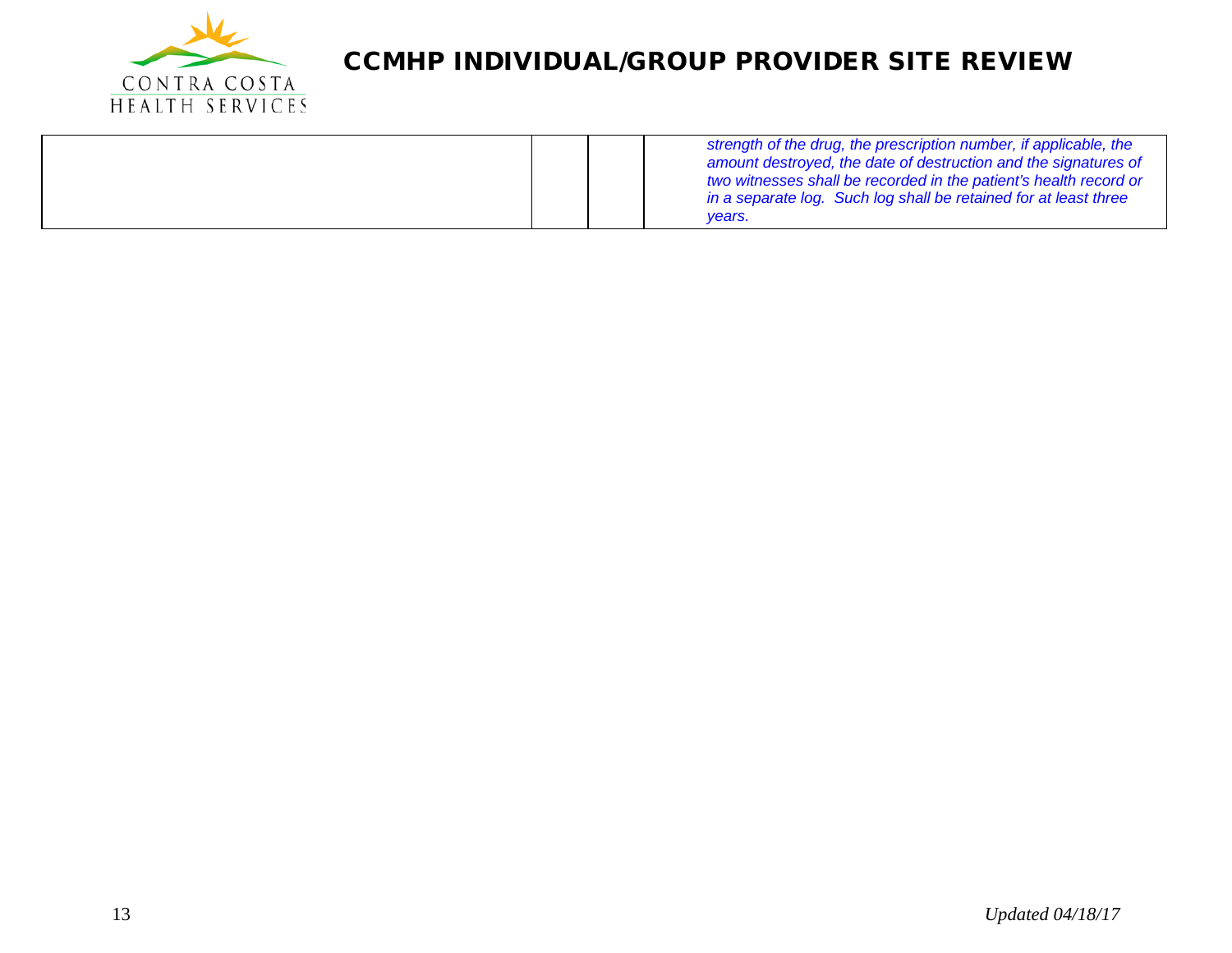| | | | |
|---|---|---|---|
| | | | *strength of the drug, the prescription number, if applicable, the amount destroyed, the date of destruction and the signatures of two witnesses shall be recorded in the patient's health record or in a separate log. Such log shall be retained for at least three years.* |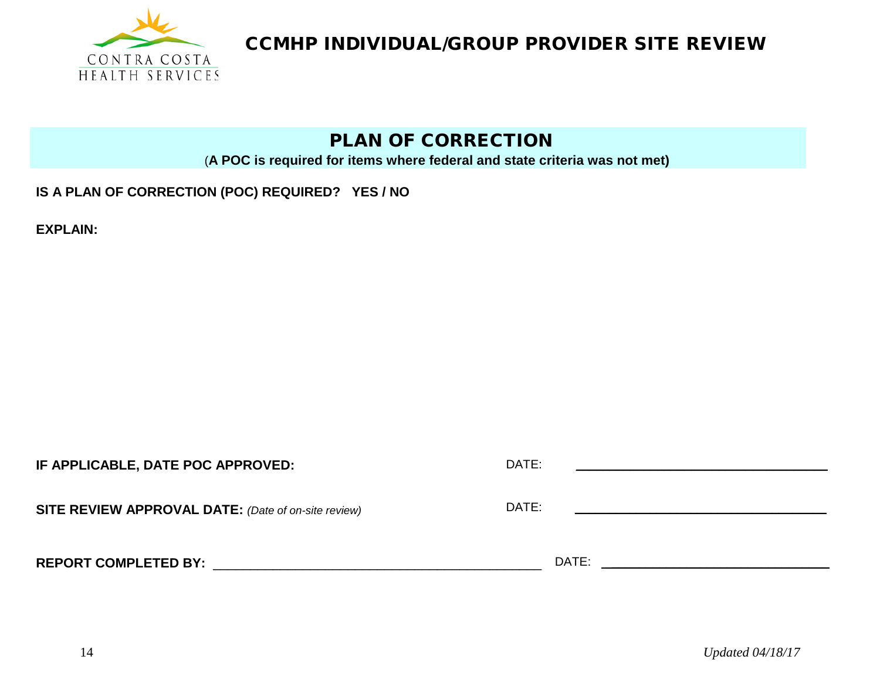CONTRA COSTA
HEALTH SERVICES

# CCMHP INDIVIDUAL/GROUP PROVIDER SITE REVIEW

## PLAN OF CORRECTION

**(A POC is required for items where federal and state criteria was not met)**

**IS A PLAN OF CORRECTION (POC) REQUIRED? YES / NO**

**EXPLAIN:**

**IF APPLICABLE, DATE POC APPROVED:** DATE: ______________________________

**SITE REVIEW APPROVAL DATE:** *(Date of on-site review)* DATE: ______________________________

**REPORT COMPLETED BY:** ________________________________________ DATE: ______________________________

*Updated 04/18/17*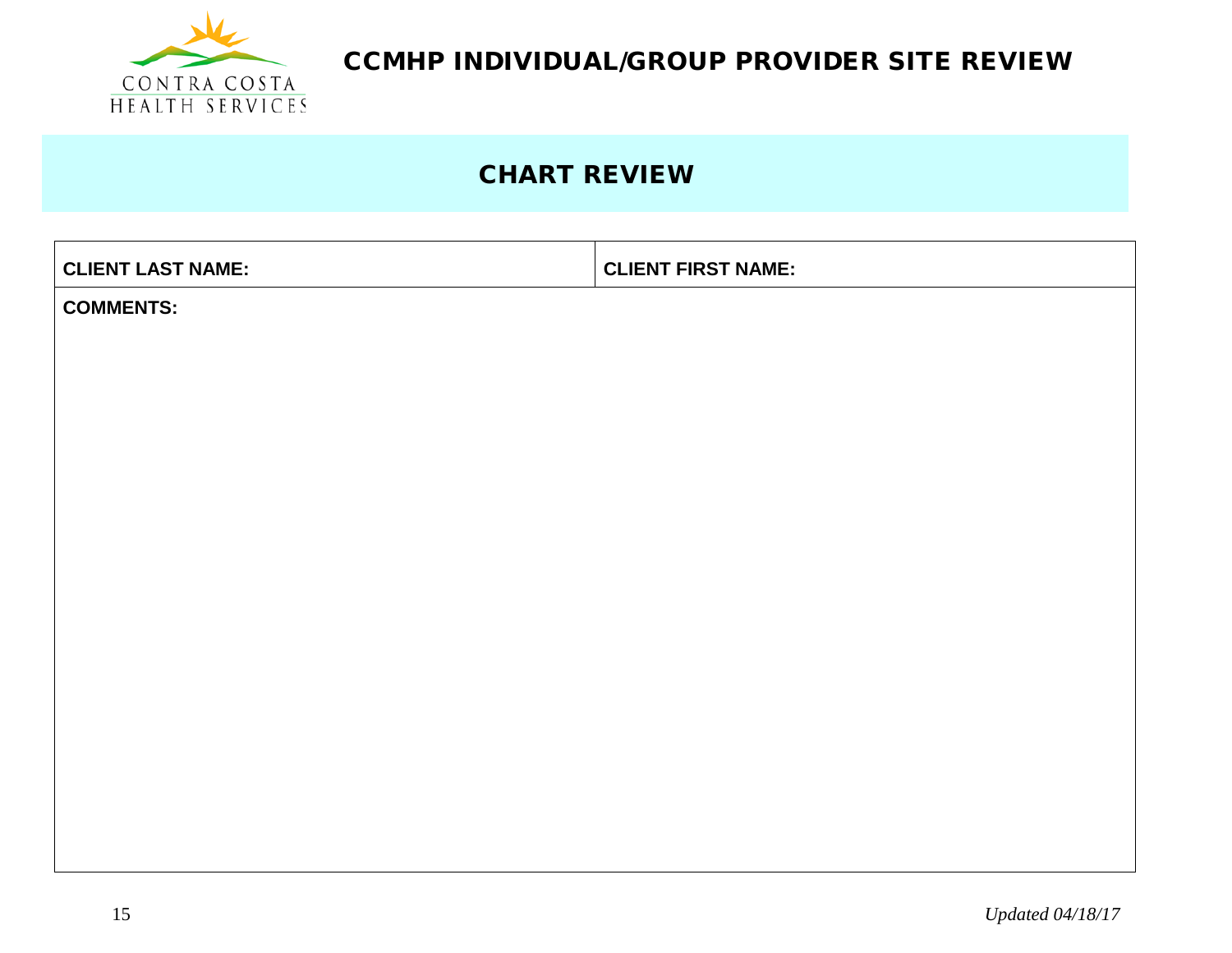CONTRA COSTA
HEALTH SERVICES

# CCMHP INDIVIDUAL/GROUP PROVIDER SITE REVIEW

## CHART REVIEW

| **CLIENT LAST NAME:** | **CLIENT FIRST NAME:** |
| --- | --- |
| **COMMENTS:** | |

*Updated 04/18/17*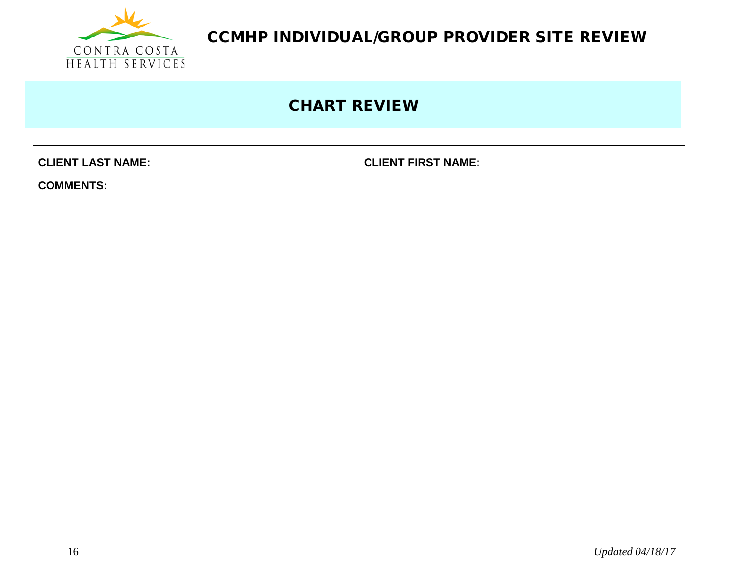# CCMHP INDIVIDUAL/GROUP PROVIDER SITE REVIEW

## CHART REVIEW

| | |
|---|---|
| **CLIENT LAST NAME:** | **CLIENT FIRST NAME:** |
| **COMMENTS:** | |

*Updated 04/18/17*